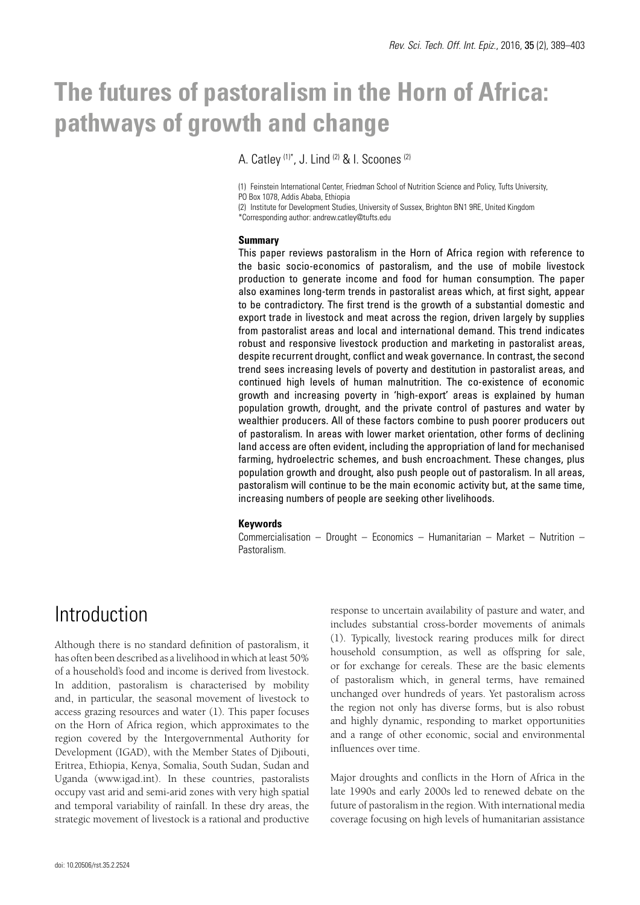# The futures of pastoralism in the Horn of Africa: pathways of growth and change

A. Catley [(1)*], J. Lind [(2)] & I. Scoones [(2)]

(1) Feinstein International Center, Friedman School of Nutrition Science and Policy, Tufts University, PO Box 1078, Addis Ababa, Ethiopia

(2) Institute for Development Studies, University of Sussex, Brighton BN1 9RE, United Kingdom

*Corresponding author: andrew.catley@tufts.edu

### Summary

This paper reviews pastoralism in the Horn of Africa region with reference to the basic socio-economics of pastoralism, and the use of mobile livestock production to generate income and food for human consumption. The paper also examines long-term trends in pastoralist areas which, at first sight, appear to be contradictory. The first trend is the growth of a substantial domestic and export trade in livestock and meat across the region, driven largely by supplies from pastoralist areas and local and international demand. This trend indicates robust and responsive livestock production and marketing in pastoralist areas, despite recurrent drought, conflict and weak governance. In contrast, the second trend sees increasing levels of poverty and destitution in pastoralist areas, and continued high levels of human malnutrition. The co-existence of economic growth and increasing poverty in 'high-export' areas is explained by human population growth, drought, and the private control of pastures and water by wealthier producers. All of these factors combine to push poorer producers out of pastoralism. In areas with lower market orientation, other forms of declining land access are often evident, including the appropriation of land for mechanised farming, hydroelectric schemes, and bush encroachment. These changes, plus population growth and drought, also push people out of pastoralism. In all areas, pastoralism will continue to be the main economic activity but, at the same time, increasing numbers of people are seeking other livelihoods.

### Keywords

Commercialisation – Drought – Economics – Humanitarian – Market – Nutrition – Pastoralism.

## Introduction

Although there is no standard definition of pastoralism, it has often been described as a livelihood in which at least 50% of a household's food and income is derived from livestock. In addition, pastoralism is characterised by mobility and, in particular, the seasonal movement of livestock to access grazing resources and water (1). This paper focuses on the Horn of Africa region, which approximates to the region covered by the Intergovernmental Authority for Development (IGAD), with the Member States of Djibouti, Eritrea, Ethiopia, Kenya, Somalia, South Sudan, Sudan and Uganda (www.igad.int). In these countries, pastoralists occupy vast arid and semi-arid zones with very high spatial and temporal variability of rainfall. In these dry areas, the strategic movement of livestock is a rational and productive response to uncertain availability of pasture and water, and includes substantial cross-border movements of animals (1). Typically, livestock rearing produces milk for direct household consumption, as well as offspring for sale, or for exchange for cereals. These are the basic elements of pastoralism which, in general terms, have remained unchanged over hundreds of years. Yet pastoralism across the region not only has diverse forms, but is also robust and highly dynamic, responding to market opportunities and a range of other economic, social and environmental influences over time.

Major droughts and conflicts in the Horn of Africa in the late 1990s and early 2000s led to renewed debate on the future of pastoralism in the region. With international media coverage focusing on high levels of humanitarian assistance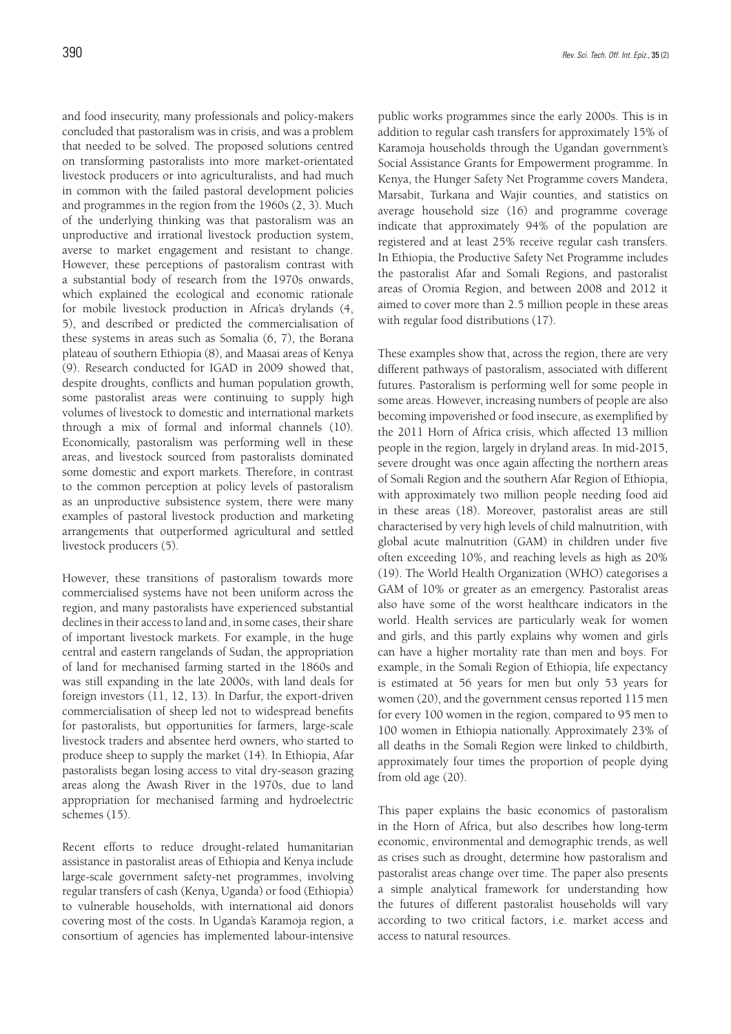and food insecurity, many professionals and policy-makers concluded that pastoralism was in crisis, and was a problem that needed to be solved. The proposed solutions centred on transforming pastoralists into more market-orientated livestock producers or into agriculturalists, and had much in common with the failed pastoral development policies and programmes in the region from the 1960s (2, 3). Much of the underlying thinking was that pastoralism was an unproductive and irrational livestock production system, averse to market engagement and resistant to change. However, these perceptions of pastoralism contrast with a substantial body of research from the 1970s onwards, which explained the ecological and economic rationale for mobile livestock production in Africa's drylands (4, 5), and described or predicted the commercialisation of these systems in areas such as Somalia (6, 7), the Borana plateau of southern Ethiopia (8), and Maasai areas of Kenya (9). Research conducted for IGAD in 2009 showed that, despite droughts, conflicts and human population growth, some pastoralist areas were continuing to supply high volumes of livestock to domestic and international markets through a mix of formal and informal channels (10). Economically, pastoralism was performing well in these areas, and livestock sourced from pastoralists dominated some domestic and export markets. Therefore, in contrast to the common perception at policy levels of pastoralism as an unproductive subsistence system, there were many examples of pastoral livestock production and marketing arrangements that outperformed agricultural and settled livestock producers (5).

However, these transitions of pastoralism towards more commercialised systems have not been uniform across the region, and many pastoralists have experienced substantial declines in their access to land and, in some cases, their share of important livestock markets. For example, in the huge central and eastern rangelands of Sudan, the appropriation of land for mechanised farming started in the 1860s and was still expanding in the late 2000s, with land deals for foreign investors (11, 12, 13). In Darfur, the export-driven commercialisation of sheep led not to widespread benefits for pastoralists, but opportunities for farmers, large-scale livestock traders and absentee herd owners, who started to produce sheep to supply the market (14). In Ethiopia, Afar pastoralists began losing access to vital dry-season grazing areas along the Awash River in the 1970s, due to land appropriation for mechanised farming and hydroelectric schemes (15).

Recent efforts to reduce drought-related humanitarian assistance in pastoralist areas of Ethiopia and Kenya include large-scale government safety-net programmes, involving regular transfers of cash (Kenya, Uganda) or food (Ethiopia) to vulnerable households, with international aid donors covering most of the costs. In Uganda's Karamoja region, a consortium of agencies has implemented labour-intensive public works programmes since the early 2000s. This is in addition to regular cash transfers for approximately 15% of Karamoja households through the Ugandan government's Social Assistance Grants for Empowerment programme. In Kenya, the Hunger Safety Net Programme covers Mandera, Marsabit, Turkana and Wajir counties, and statistics on average household size (16) and programme coverage indicate that approximately 94% of the population are registered and at least 25% receive regular cash transfers. In Ethiopia, the Productive Safety Net Programme includes the pastoralist Afar and Somali Regions, and pastoralist areas of Oromia Region, and between 2008 and 2012 it aimed to cover more than 2.5 million people in these areas with regular food distributions (17).

These examples show that, across the region, there are very different pathways of pastoralism, associated with different futures. Pastoralism is performing well for some people in some areas. However, increasing numbers of people are also becoming impoverished or food insecure, as exemplified by the 2011 Horn of Africa crisis, which affected 13 million people in the region, largely in dryland areas. In mid-2015, severe drought was once again affecting the northern areas of Somali Region and the southern Afar Region of Ethiopia, with approximately two million people needing food aid in these areas (18). Moreover, pastoralist areas are still characterised by very high levels of child malnutrition, with global acute malnutrition (GAM) in children under five often exceeding 10%, and reaching levels as high as 20% (19). The World Health Organization (WHO) categorises a GAM of 10% or greater as an emergency. Pastoralist areas also have some of the worst healthcare indicators in the world. Health services are particularly weak for women and girls, and this partly explains why women and girls can have a higher mortality rate than men and boys. For example, in the Somali Region of Ethiopia, life expectancy is estimated at 56 years for men but only 53 years for women (20), and the government census reported 115 men for every 100 women in the region, compared to 95 men to 100 women in Ethiopia nationally. Approximately 23% of all deaths in the Somali Region were linked to childbirth, approximately four times the proportion of people dying from old age (20).

This paper explains the basic economics of pastoralism in the Horn of Africa, but also describes how long-term economic, environmental and demographic trends, as well as crises such as drought, determine how pastoralism and pastoralist areas change over time. The paper also presents a simple analytical framework for understanding how the futures of different pastoralist households will vary according to two critical factors, i.e. market access and access to natural resources.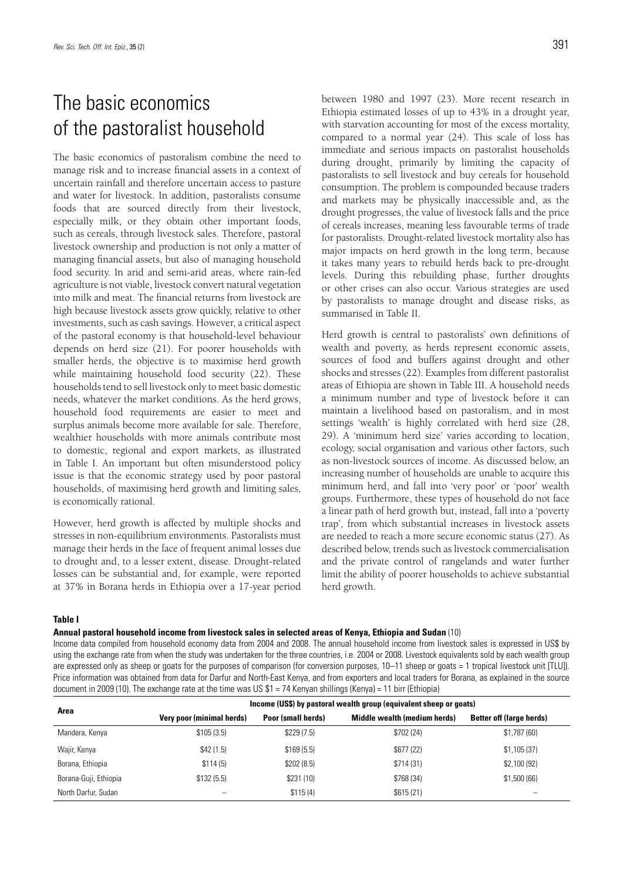# The basic economics of the pastoralist household

The basic economics of pastoralism combine the need to manage risk and to increase financial assets in a context of uncertain rainfall and therefore uncertain access to pasture and water for livestock. In addition, pastoralists consume foods that are sourced directly from their livestock, especially milk, or they obtain other important foods, such as cereals, through livestock sales. Therefore, pastoral livestock ownership and production is not only a matter of managing financial assets, but also of managing household food security. In arid and semi-arid areas, where rain-fed agriculture is not viable, livestock convert natural vegetation into milk and meat. The financial returns from livestock are high because livestock assets grow quickly, relative to other investments, such as cash savings. However, a critical aspect of the pastoral economy is that household-level behaviour depends on herd size (21). For poorer households with smaller herds, the objective is to maximise herd growth while maintaining household food security (22). These households tend to sell livestock only to meet basic domestic needs, whatever the market conditions. As the herd grows, household food requirements are easier to meet and surplus animals become more available for sale. Therefore, wealthier households with more animals contribute most to domestic, regional and export markets, as illustrated in Table I. An important but often misunderstood policy issue is that the economic strategy used by poor pastoral households, of maximising herd growth and limiting sales, is economically rational.

However, herd growth is affected by multiple shocks and stresses in non-equilibrium environments. Pastoralists must manage their herds in the face of frequent animal losses due to drought and, to a lesser extent, disease. Drought-related losses can be substantial and, for example, were reported at 37% in Borana herds in Ethiopia over a 17-year period between 1980 and 1997 (23). More recent research in Ethiopia estimated losses of up to 43% in a drought year, with starvation accounting for most of the excess mortality, compared to a normal year (24). This scale of loss has immediate and serious impacts on pastoralist households during drought, primarily by limiting the capacity of pastoralists to sell livestock and buy cereals for household consumption. The problem is compounded because traders and markets may be physically inaccessible and, as the drought progresses, the value of livestock falls and the price of cereals increases, meaning less favourable terms of trade for pastoralists. Drought-related livestock mortality also has major impacts on herd growth in the long term, because it takes many years to rebuild herds back to pre-drought levels. During this rebuilding phase, further droughts or other crises can also occur. Various strategies are used by pastoralists to manage drought and disease risks, as summarised in Table II.

Herd growth is central to pastoralists' own definitions of wealth and poverty, as herds represent economic assets, sources of food and buffers against drought and other shocks and stresses (22). Examples from different pastoralist areas of Ethiopia are shown in Table III. A household needs a minimum number and type of livestock before it can maintain a livelihood based on pastoralism, and in most settings 'wealth' is highly correlated with herd size (28, 29). A 'minimum herd size' varies according to location, ecology, social organisation and various other factors, such as non-livestock sources of income. As discussed below, an increasing number of households are unable to acquire this minimum herd, and fall into 'very poor' or 'poor' wealth groups. Furthermore, these types of household do not face a linear path of herd growth but, instead, fall into a 'poverty trap', from which substantial increases in livestock assets are needed to reach a more secure economic status (27). As described below, trends such as livestock commercialisation and the private control of rangelands and water further limit the ability of poorer households to achieve substantial herd growth.

**Table I**

**Annual pastoral household income from livestock sales in selected areas of Kenya, Ethiopia and Sudan** (10)

Income data compiled from household economy data from 2004 and 2008. The annual household income from livestock sales is expressed in US$ by using the exchange rate from when the study was undertaken for the three countries, i.e. 2004 or 2008. Livestock equivalents sold by each wealth group are expressed only as sheep or goats for the purposes of comparison (for conversion purposes, 10–11 sheep or goats = 1 tropical livestock unit [TLU]). Price information was obtained from data for Darfur and North-East Kenya, and from exporters and local traders for Borana, as explained in the source document in 2009 (10). The exchange rate at the time was US $1 = 74 Kenyan shillings (Kenya) = 11 birr (Ethiopia)

| Area | Income (US$) by pastoral wealth group (equivalent sheep or goats) | | | |
|---|---|---|---|---|
| | Very poor (minimal herds) | Poor (small herds) | Middle wealth (medium herds) | Better off (large herds) |
| Mandera, Kenya | $105 (3.5) | $229 (7.5) | $702 (24) | $1,787 (60) |
| Wajir, Kenya | $42 (1.5) | $169 (5.5) | $677 (22) | $1,105 (37) |
| Borana, Ethiopia | $114 (5) | $202 (8.5) | $714 (31) | $2,100 (92) |
| Borana-Guji, Ethiopia | $132 (5.5) | $231 (10) | $768 (34) | $1,500 (66) |
| North Darfur, Sudan | – | $115 (4) | $615 (21) | – |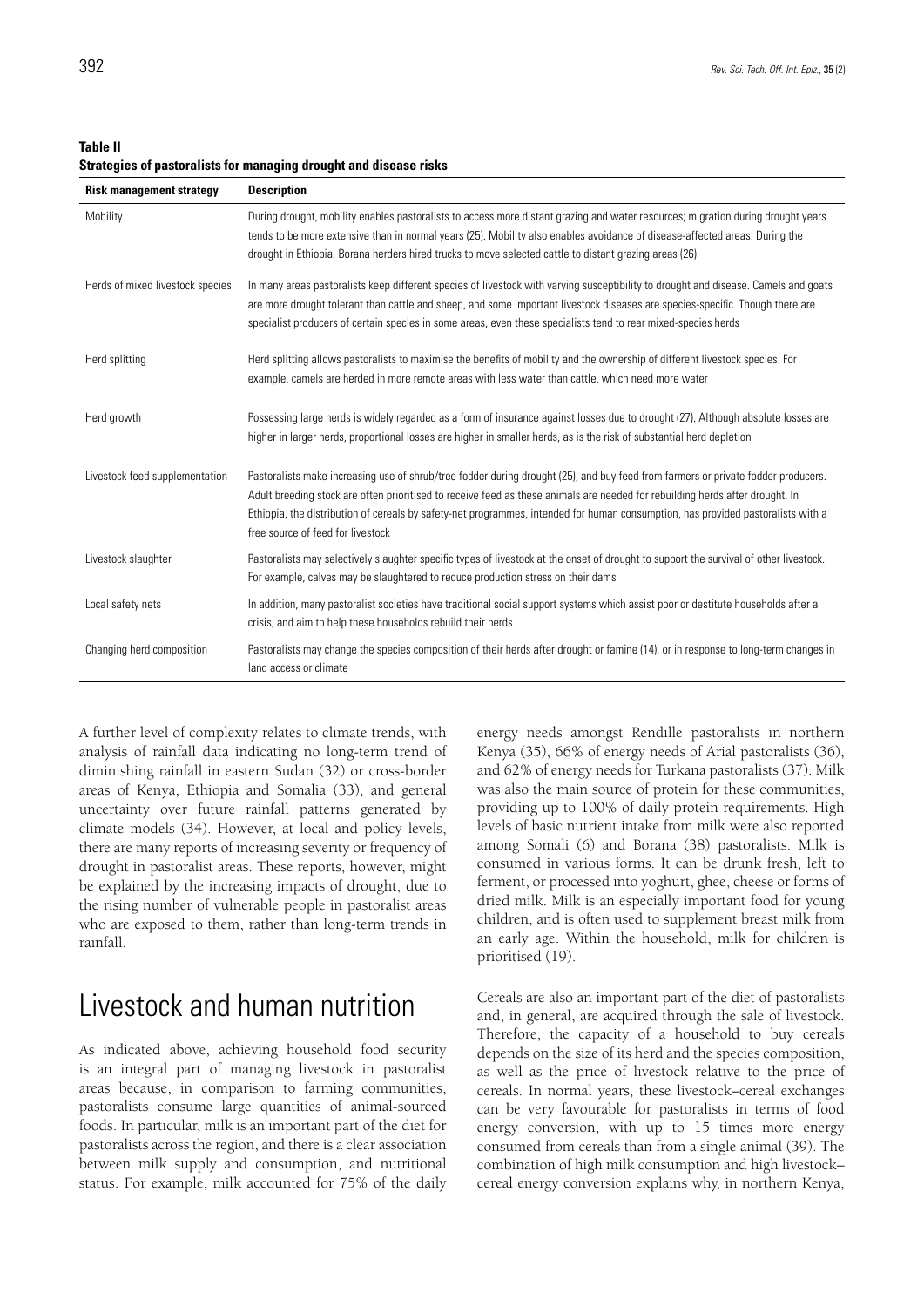**Table II**
**Strategies of pastoralists for managing drought and disease risks**

| Risk management strategy | Description |
|---|---|
| Mobility | During drought, mobility enables pastoralists to access more distant grazing and water resources; migration during drought years tends to be more extensive than in normal years (25). Mobility also enables avoidance of disease-affected areas. During the drought in Ethiopia, Borana herders hired trucks to move selected cattle to distant grazing areas (26) |
| Herds of mixed livestock species | In many areas pastoralists keep different species of livestock with varying susceptibility to drought and disease. Camels and goats are more drought tolerant than cattle and sheep, and some important livestock diseases are species-specific. Though there are specialist producers of certain species in some areas, even these specialists tend to rear mixed-species herds |
| Herd splitting | Herd splitting allows pastoralists to maximise the benefits of mobility and the ownership of different livestock species. For example, camels are herded in more remote areas with less water than cattle, which need more water |
| Herd growth | Possessing large herds is widely regarded as a form of insurance against losses due to drought (27). Although absolute losses are higher in larger herds, proportional losses are higher in smaller herds, as is the risk of substantial herd depletion |
| Livestock feed supplementation | Pastoralists make increasing use of shrub/tree fodder during drought (25), and buy feed from farmers or private fodder producers. Adult breeding stock are often prioritised to receive feed as these animals are needed for rebuilding herds after drought. In Ethiopia, the distribution of cereals by safety-net programmes, intended for human consumption, has provided pastoralists with a free source of feed for livestock |
| Livestock slaughter | Pastoralists may selectively slaughter specific types of livestock at the onset of drought to support the survival of other livestock. For example, calves may be slaughtered to reduce production stress on their dams |
| Local safety nets | In addition, many pastoralist societies have traditional social support systems which assist poor or destitute households after a crisis, and aim to help these households rebuild their herds |
| Changing herd composition | Pastoralists may change the species composition of their herds after drought or famine (14), or in response to long-term changes in land access or climate |

A further level of complexity relates to climate trends, with analysis of rainfall data indicating no long-term trend of diminishing rainfall in eastern Sudan (32) or cross-border areas of Kenya, Ethiopia and Somalia (33), and general uncertainty over future rainfall patterns generated by climate models (34). However, at local and policy levels, there are many reports of increasing severity or frequency of drought in pastoralist areas. These reports, however, might be explained by the increasing impacts of drought, due to the rising number of vulnerable people in pastoralist areas who are exposed to them, rather than long-term trends in rainfall.

# Livestock and human nutrition

As indicated above, achieving household food security is an integral part of managing livestock in pastoralist areas because, in comparison to farming communities, pastoralists consume large quantities of animal-sourced foods. In particular, milk is an important part of the diet for pastoralists across the region, and there is a clear association between milk supply and consumption, and nutritional status. For example, milk accounted for 75% of the daily energy needs amongst Rendille pastoralists in northern Kenya (35), 66% of energy needs of Arial pastoralists (36), and 62% of energy needs for Turkana pastoralists (37). Milk was also the main source of protein for these communities, providing up to 100% of daily protein requirements. High levels of basic nutrient intake from milk were also reported among Somali (6) and Borana (38) pastoralists. Milk is consumed in various forms. It can be drunk fresh, left to ferment, or processed into yoghurt, ghee, cheese or forms of dried milk. Milk is an especially important food for young children, and is often used to supplement breast milk from an early age. Within the household, milk for children is prioritised (19).

Cereals are also an important part of the diet of pastoralists and, in general, are acquired through the sale of livestock. Therefore, the capacity of a household to buy cereals depends on the size of its herd and the species composition, as well as the price of livestock relative to the price of cereals. In normal years, these livestock–cereal exchanges can be very favourable for pastoralists in terms of food energy conversion, with up to 15 times more energy consumed from cereals than from a single animal (39). The combination of high milk consumption and high livestock–cereal energy conversion explains why, in northern Kenya,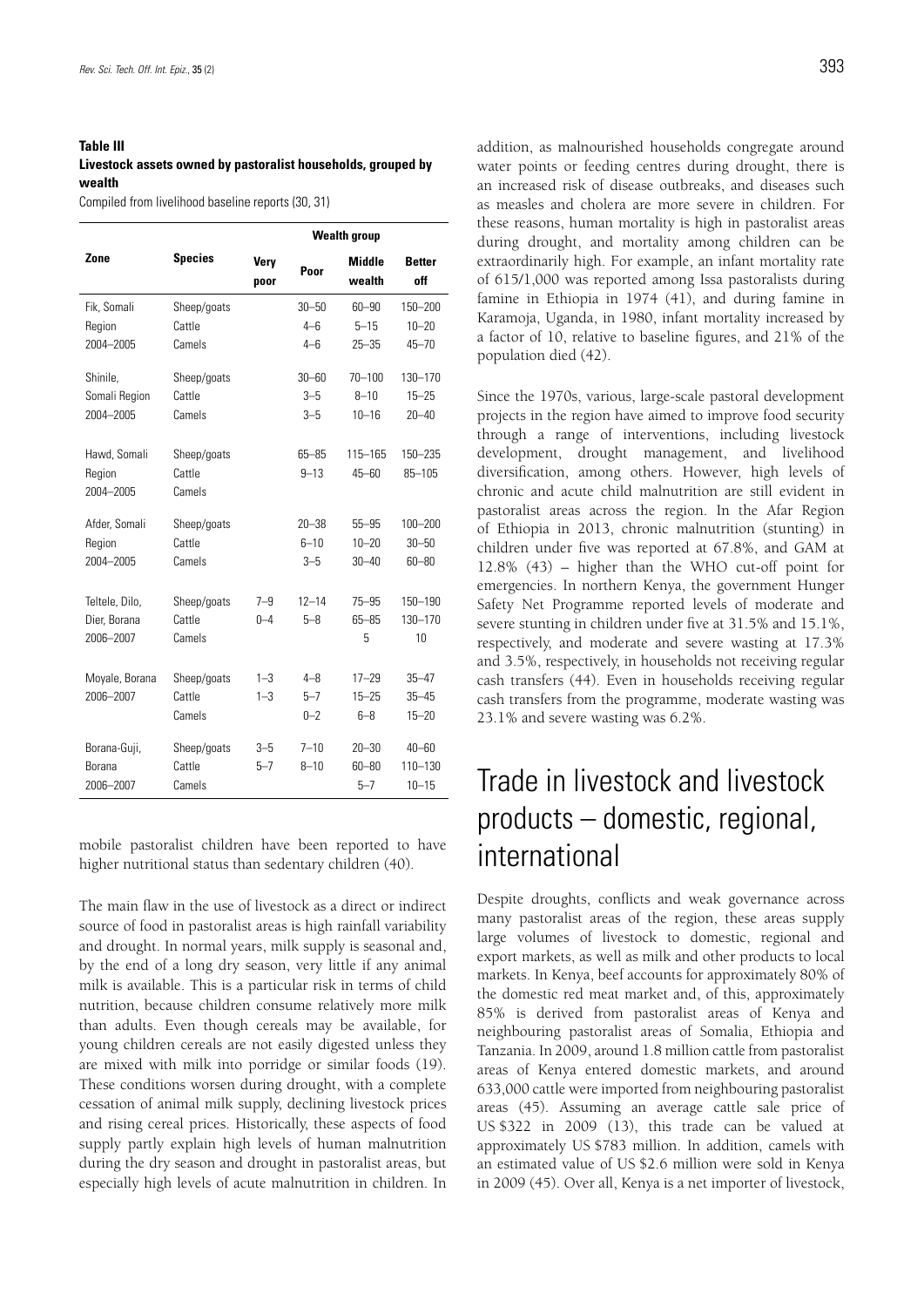**Table III**
**Livestock assets owned by pastoralist households, grouped by wealth**
Compiled from livelihood baseline reports (30, 31)

| Zone | Species | Wealth group | | | |
|---|---|---|---|---|---|
| | | Very poor | Poor | Middle wealth | Better off |
| Fik, Somali Region 2004–2005 | Sheep/goats | | 30–50 | 60–90 | 150–200 |
| | Cattle | | 4–6 | 5–15 | 10–20 |
| | Camels | | 4–6 | 25–35 | 45–70 |
| Shinile, Somali Region 2004–2005 | Sheep/goats | | 30–60 | 70–100 | 130–170 |
| | Cattle | | 3–5 | 8–10 | 15–25 |
| | Camels | | 3–5 | 10–16 | 20–40 |
| Hawd, Somali Region 2004–2005 | Sheep/goats | | 65–85 | 115–165 | 150–235 |
| | Cattle | | 9–13 | 45–60 | 85–105 |
| | Camels | | | | |
| Afder, Somali Region 2004–2005 | Sheep/goats | | 20–38 | 55–95 | 100–200 |
| | Cattle | | 6–10 | 10–20 | 30–50 |
| | Camels | | 3–5 | 30–40 | 60–80 |
| Teltele, Dilo, Dier, Borana 2006–2007 | Sheep/goats | 7–9 | 12–14 | 75–95 | 150–190 |
| | Cattle | 0–4 | 5–8 | 65–85 | 130–170 |
| | Camels | | | 5 | 10 |
| Moyale, Borana 2006–2007 | Sheep/goats | 1–3 | 4–8 | 17–29 | 35–47 |
| | Cattle | 1–3 | 5–7 | 15–25 | 35–45 |
| | Camels | | 0–2 | 6–8 | 15–20 |
| Borana-Guji, Borana 2006–2007 | Sheep/goats | 3–5 | 7–10 | 20–30 | 40–60 |
| | Cattle | 5–7 | 8–10 | 60–80 | 110–130 |
| | Camels | | | 5–7 | 10–15 |

mobile pastoralist children have been reported to have higher nutritional status than sedentary children (40).

The main flaw in the use of livestock as a direct or indirect source of food in pastoralist areas is high rainfall variability and drought. In normal years, milk supply is seasonal and, by the end of a long dry season, very little if any animal milk is available. This is a particular risk in terms of child nutrition, because children consume relatively more milk than adults. Even though cereals may be available, for young children cereals are not easily digested unless they are mixed with milk into porridge or similar foods (19). These conditions worsen during drought, with a complete cessation of animal milk supply, declining livestock prices and rising cereal prices. Historically, these aspects of food supply partly explain high levels of human malnutrition during the dry season and drought in pastoralist areas, but especially high levels of acute malnutrition in children. In addition, as malnourished households congregate around water points or feeding centres during drought, there is an increased risk of disease outbreaks, and diseases such as measles and cholera are more severe in children. For these reasons, human mortality is high in pastoralist areas during drought, and mortality among children can be extraordinarily high. For example, an infant mortality rate of 615/1,000 was reported among Issa pastoralists during famine in Ethiopia in 1974 (41), and during famine in Karamoja, Uganda, in 1980, infant mortality increased by a factor of 10, relative to baseline figures, and 21% of the population died (42).

Since the 1970s, various, large-scale pastoral development projects in the region have aimed to improve food security through a range of interventions, including livestock development, drought management, and livelihood diversification, among others. However, high levels of chronic and acute child malnutrition are still evident in pastoralist areas across the region. In the Afar Region of Ethiopia in 2013, chronic malnutrition (stunting) in children under five was reported at 67.8%, and GAM at 12.8% (43) – higher than the WHO cut-off point for emergencies. In northern Kenya, the government Hunger Safety Net Programme reported levels of moderate and severe stunting in children under five at 31.5% and 15.1%, respectively, and moderate and severe wasting at 17.3% and 3.5%, respectively, in households not receiving regular cash transfers (44). Even in households receiving regular cash transfers from the programme, moderate wasting was 23.1% and severe wasting was 6.2%.

# Trade in livestock and livestock products – domestic, regional, international

Despite droughts, conflicts and weak governance across many pastoralist areas of the region, these areas supply large volumes of livestock to domestic, regional and export markets, as well as milk and other products to local markets. In Kenya, beef accounts for approximately 80% of the domestic red meat market and, of this, approximately 85% is derived from pastoralist areas of Kenya and neighbouring pastoralist areas of Somalia, Ethiopia and Tanzania. In 2009, around 1.8 million cattle from pastoralist areas of Kenya entered domestic markets, and around 633,000 cattle were imported from neighbouring pastoralist areas (45). Assuming an average cattle sale price of US \$322 in 2009 (13), this trade can be valued at approximately US \$783 million. In addition, camels with an estimated value of US \$2.6 million were sold in Kenya in 2009 (45). Over all, Kenya is a net importer of livestock,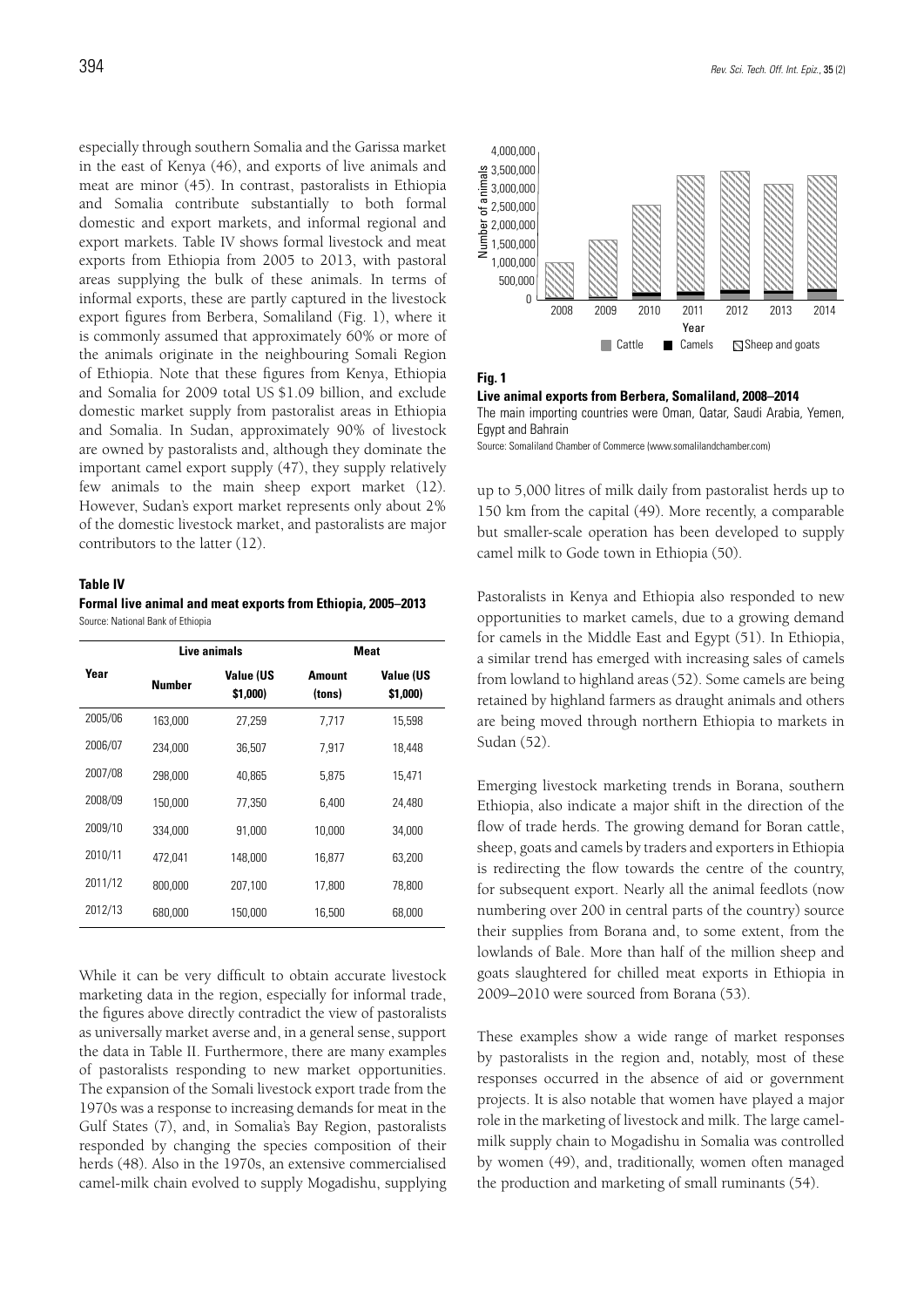especially through southern Somalia and the Garissa market in the east of Kenya (46), and exports of live animals and meat are minor (45). In contrast, pastoralists in Ethiopia and Somalia contribute substantially to both formal domestic and export markets, and informal regional and export markets. Table IV shows formal livestock and meat exports from Ethiopia from 2005 to 2013, with pastoral areas supplying the bulk of these animals. In terms of informal exports, these are partly captured in the livestock export figures from Berbera, Somaliland (Fig. 1), where it is commonly assumed that approximately 60% or more of the animals originate in the neighbouring Somali Region of Ethiopia. Note that these figures from Kenya, Ethiopia and Somalia for 2009 total US $1.09 billion, and exclude domestic market supply from pastoralist areas in Ethiopia and Somalia. In Sudan, approximately 90% of livestock are owned by pastoralists and, although they dominate the important camel export supply (47), they supply relatively few animals to the main sheep export market (12). However, Sudan's export market represents only about 2% of the domestic livestock market, and pastoralists are major contributors to the latter (12).

**Table IV**

**Formal live animal and meat exports from Ethiopia, 2005–2013**

Source: National Bank of Ethiopia

| Year | Live animals | | Meat | |
|---|---|---|---|---|
| | Number | Value (US $1,000) | Amount (tons) | Value (US $1,000) |
| 2005/06 | 163,000 | 27,259 | 7,717 | 15,598 |
| 2006/07 | 234,000 | 36,507 | 7,917 | 18,448 |
| 2007/08 | 298,000 | 40,865 | 5,875 | 15,471 |
| 2008/09 | 150,000 | 77,350 | 6,400 | 24,480 |
| 2009/10 | 334,000 | 91,000 | 10,000 | 34,000 |
| 2010/11 | 472,041 | 148,000 | 16,877 | 63,200 |
| 2011/12 | 800,000 | 207,100 | 17,800 | 78,800 |
| 2012/13 | 680,000 | 150,000 | 16,500 | 68,000 |

While it can be very difficult to obtain accurate livestock marketing data in the region, especially for informal trade, the figures above directly contradict the view of pastoralists as universally market averse and, in a general sense, support the data in Table II. Furthermore, there are many examples of pastoralists responding to new market opportunities. The expansion of the Somali livestock export trade from the 1970s was a response to increasing demands for meat in the Gulf States (7), and, in Somalia's Bay Region, pastoralists responded by changing the species composition of their herds (48). Also in the 1970s, an extensive commercialised camel-milk chain evolved to supply Mogadishu, supplying up to 5,000 litres of milk daily from pastoralist herds up to 150 km from the capital (49). More recently, a comparable but smaller-scale operation has been developed to supply camel milk to Gode town in Ethiopia (50).

**Fig. 1**

**Live animal exports from Berbera, Somaliland, 2008–2014**

The main importing countries were Oman, Qatar, Saudi Arabia, Yemen, Egypt and Bahrain

Source: Somaliland Chamber of Commerce (www.somalilandchamber.com)

Pastoralists in Kenya and Ethiopia also responded to new opportunities to market camels, due to a growing demand for camels in the Middle East and Egypt (51). In Ethiopia, a similar trend has emerged with increasing sales of camels from lowland to highland areas (52). Some camels are being retained by highland farmers as draught animals and others are being moved through northern Ethiopia to markets in Sudan (52).

Emerging livestock marketing trends in Borana, southern Ethiopia, also indicate a major shift in the direction of the flow of trade herds. The growing demand for Boran cattle, sheep, goats and camels by traders and exporters in Ethiopia is redirecting the flow towards the centre of the country, for subsequent export. Nearly all the animal feedlots (now numbering over 200 in central parts of the country) source their supplies from Borana and, to some extent, from the lowlands of Bale. More than half of the million sheep and goats slaughtered for chilled meat exports in Ethiopia in 2009–2010 were sourced from Borana (53).

These examples show a wide range of market responses by pastoralists in the region and, notably, most of these responses occurred in the absence of aid or government projects. It is also notable that women have played a major role in the marketing of livestock and milk. The large camel-milk supply chain to Mogadishu in Somalia was controlled by women (49), and, traditionally, women often managed the production and marketing of small ruminants (54).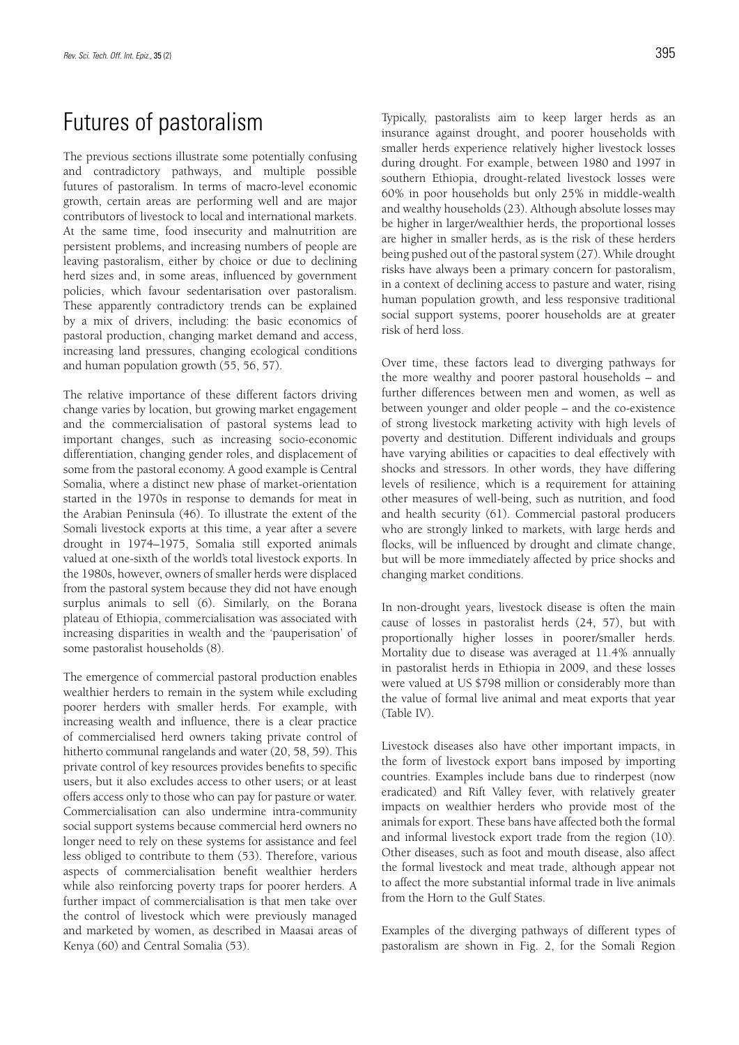# Futures of pastoralism

The previous sections illustrate some potentially confusing and contradictory pathways, and multiple possible futures of pastoralism. In terms of macro-level economic growth, certain areas are performing well and are major contributors of livestock to local and international markets. At the same time, food insecurity and malnutrition are persistent problems, and increasing numbers of people are leaving pastoralism, either by choice or due to declining herd sizes and, in some areas, influenced by government policies, which favour sedentarisation over pastoralism. These apparently contradictory trends can be explained by a mix of drivers, including: the basic economics of pastoral production, changing market demand and access, increasing land pressures, changing ecological conditions and human population growth (55, 56, 57).

The relative importance of these different factors driving change varies by location, but growing market engagement and the commercialisation of pastoral systems lead to important changes, such as increasing socio-economic differentiation, changing gender roles, and displacement of some from the pastoral economy. A good example is Central Somalia, where a distinct new phase of market-orientation started in the 1970s in response to demands for meat in the Arabian Peninsula (46). To illustrate the extent of the Somali livestock exports at this time, a year after a severe drought in 1974–1975, Somalia still exported animals valued at one-sixth of the world's total livestock exports. In the 1980s, however, owners of smaller herds were displaced from the pastoral system because they did not have enough surplus animals to sell (6). Similarly, on the Borana plateau of Ethiopia, commercialisation was associated with increasing disparities in wealth and the 'pauperisation' of some pastoralist households (8).

The emergence of commercial pastoral production enables wealthier herders to remain in the system while excluding poorer herders with smaller herds. For example, with increasing wealth and influence, there is a clear practice of commercialised herd owners taking private control of hitherto communal rangelands and water (20, 58, 59). This private control of key resources provides benefits to specific users, but it also excludes access to other users; or at least offers access only to those who can pay for pasture or water. Commercialisation can also undermine intra-community social support systems because commercial herd owners no longer need to rely on these systems for assistance and feel less obliged to contribute to them (53). Therefore, various aspects of commercialisation benefit wealthier herders while also reinforcing poverty traps for poorer herders. A further impact of commercialisation is that men take over the control of livestock which were previously managed and marketed by women, as described in Maasai areas of Kenya (60) and Central Somalia (53).

Typically, pastoralists aim to keep larger herds as an insurance against drought, and poorer households with smaller herds experience relatively higher livestock losses during drought. For example, between 1980 and 1997 in southern Ethiopia, drought-related livestock losses were 60% in poor households but only 25% in middle-wealth and wealthy households (23). Although absolute losses may be higher in larger/wealthier herds, the proportional losses are higher in smaller herds, as is the risk of these herders being pushed out of the pastoral system (27). While drought risks have always been a primary concern for pastoralism, in a context of declining access to pasture and water, rising human population growth, and less responsive traditional social support systems, poorer households are at greater risk of herd loss.

Over time, these factors lead to diverging pathways for the more wealthy and poorer pastoral households – and further differences between men and women, as well as between younger and older people – and the co-existence of strong livestock marketing activity with high levels of poverty and destitution. Different individuals and groups have varying abilities or capacities to deal effectively with shocks and stressors. In other words, they have differing levels of resilience, which is a requirement for attaining other measures of well-being, such as nutrition, and food and health security (61). Commercial pastoral producers who are strongly linked to markets, with large herds and flocks, will be influenced by drought and climate change, but will be more immediately affected by price shocks and changing market conditions.

In non-drought years, livestock disease is often the main cause of losses in pastoralist herds (24, 57), but with proportionally higher losses in poorer/smaller herds. Mortality due to disease was averaged at 11.4% annually in pastoralist herds in Ethiopia in 2009, and these losses were valued at US $798 million or considerably more than the value of formal live animal and meat exports that year (Table IV).

Livestock diseases also have other important impacts, in the form of livestock export bans imposed by importing countries. Examples include bans due to rinderpest (now eradicated) and Rift Valley fever, with relatively greater impacts on wealthier herders who provide most of the animals for export. These bans have affected both the formal and informal livestock export trade from the region (10). Other diseases, such as foot and mouth disease, also affect the formal livestock and meat trade, although appear not to affect the more substantial informal trade in live animals from the Horn to the Gulf States.

Examples of the diverging pathways of different types of pastoralism are shown in Fig. 2, for the Somali Region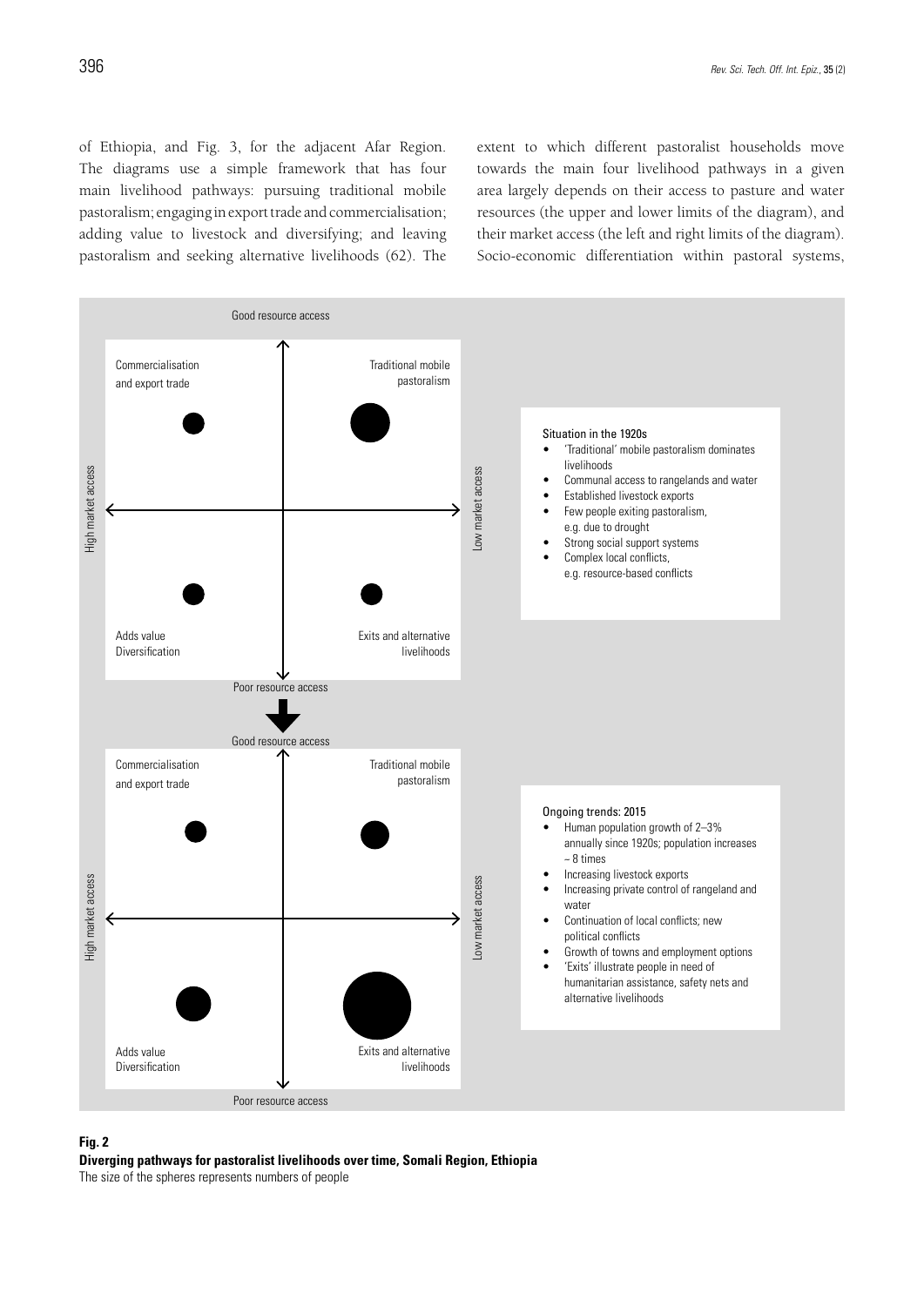of Ethiopia, and Fig. 3, for the adjacent Afar Region. The diagrams use a simple framework that has four main livelihood pathways: pursuing traditional mobile pastoralism; engaging in export trade and commercialisation; adding value to livestock and diversifying; and leaving pastoralism and seeking alternative livelihoods (62). The extent to which different pastoralist households move towards the main four livelihood pathways in a given area largely depends on their access to pasture and water resources (the upper and lower limits of the diagram), and their market access (the left and right limits of the diagram). Socio-economic differentiation within pastoral systems,

Good resource access

Commercialisation and export trade | Traditional mobile pastoralism

High market access | Low market access

Adds value Diversification | Exits and alternative livelihoods

Poor resource access

Situation in the 1920s

- 'Traditional' mobile pastoralism dominates livelihoods
- Communal access to rangelands and water
- Established livestock exports
- Few people exiting pastoralism, e.g. due to drought
- Strong social support systems
- Complex local conflicts, e.g. resource-based conflicts

Good resource access

Commercialisation and export trade | Traditional mobile pastoralism

High market access | Low market access

Adds value Diversification | Exits and alternative livelihoods

Poor resource access

Ongoing trends: 2015

- Human population growth of 2–3% annually since 1920s; population increases ~ 8 times
- Increasing livestock exports
- Increasing private control of rangeland and water
- Continuation of local conflicts; new political conflicts
- Growth of towns and employment options
- 'Exits' illustrate people in need of humanitarian assistance, safety nets and alternative livelihoods

**Fig. 2**
**Diverging pathways for pastoralist livelihoods over time, Somali Region, Ethiopia**
The size of the spheres represents numbers of people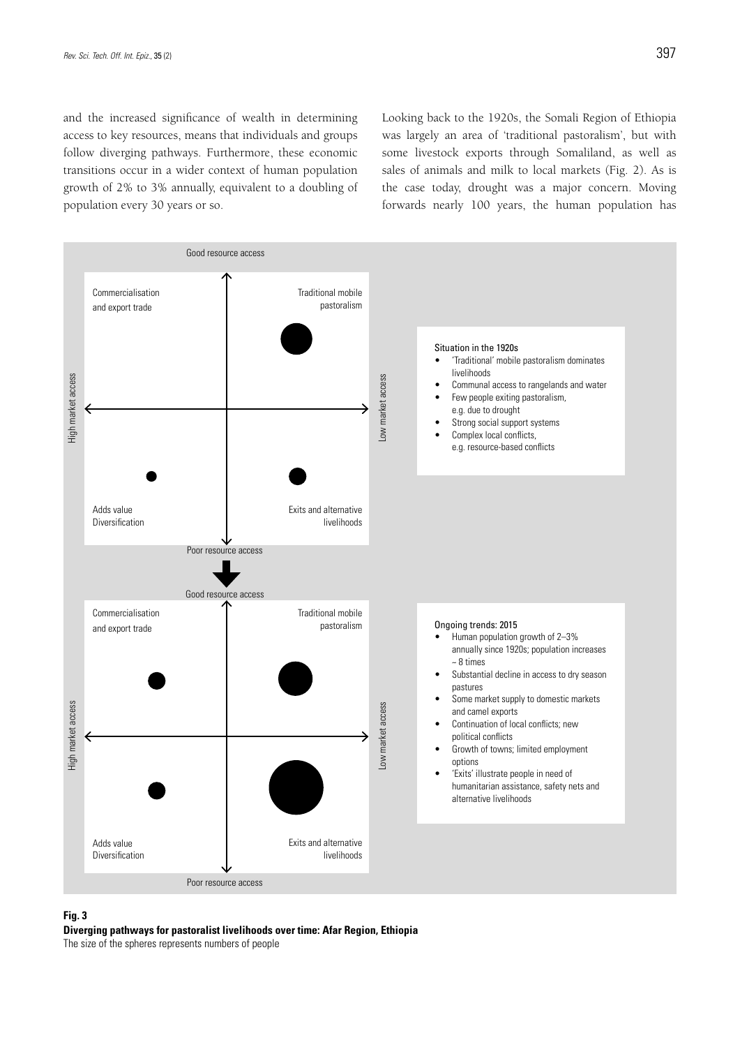and the increased significance of wealth in determining access to key resources, means that individuals and groups follow diverging pathways. Furthermore, these economic transitions occur in a wider context of human population growth of 2% to 3% annually, equivalent to a doubling of population every 30 years or so.

Looking back to the 1920s, the Somali Region of Ethiopia was largely an area of 'traditional pastoralism', but with some livestock exports through Somaliland, as well as sales of animals and milk to local markets (Fig. 2). As is the case today, drought was a major concern. Moving forwards nearly 100 years, the human population has

Situation in the 1920s

- 'Traditional' mobile pastoralism dominates livelihoods
- Communal access to rangelands and water
- Few people exiting pastoralism, e.g. due to drought
- Strong social support systems
- Complex local conflicts, e.g. resource-based conflicts

Ongoing trends: 2015

- Human population growth of 2–3% annually since 1920s; population increases ~ 8 times
- Substantial decline in access to dry season pastures
- Some market supply to domestic markets and camel exports
- Continuation of local conflicts; new political conflicts
- Growth of towns; limited employment options
- 'Exits' illustrate people in need of humanitarian assistance, safety nets and alternative livelihoods

**Fig. 3**
**Diverging pathways for pastoralist livelihoods over time: Afar Region, Ethiopia**
The size of the spheres represents numbers of people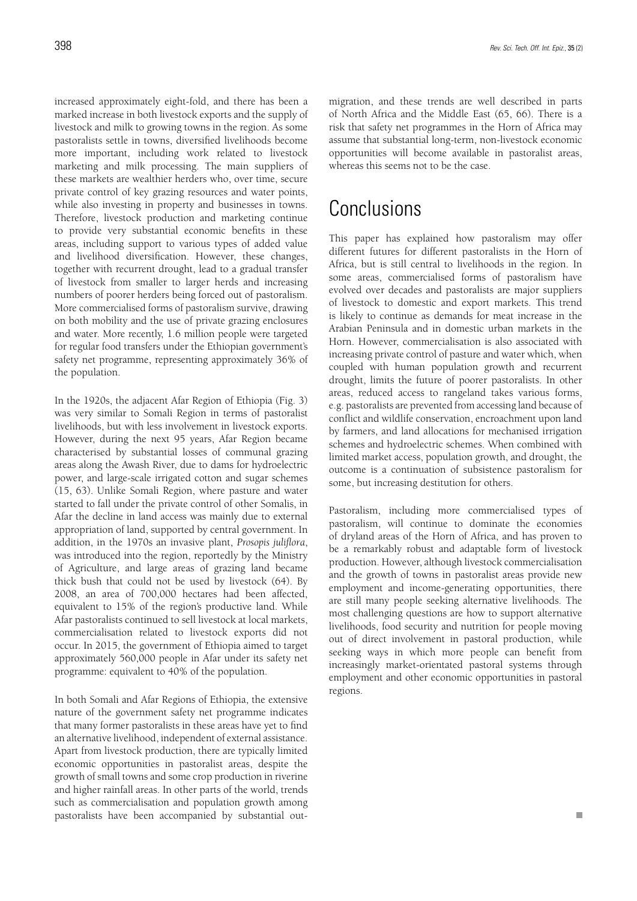increased approximately eight-fold, and there has been a marked increase in both livestock exports and the supply of livestock and milk to growing towns in the region. As some pastoralists settle in towns, diversified livelihoods become more important, including work related to livestock marketing and milk processing. The main suppliers of these markets are wealthier herders who, over time, secure private control of key grazing resources and water points, while also investing in property and businesses in towns. Therefore, livestock production and marketing continue to provide very substantial economic benefits in these areas, including support to various types of added value and livelihood diversification. However, these changes, together with recurrent drought, lead to a gradual transfer of livestock from smaller to larger herds and increasing numbers of poorer herders being forced out of pastoralism. More commercialised forms of pastoralism survive, drawing on both mobility and the use of private grazing enclosures and water. More recently, 1.6 million people were targeted for regular food transfers under the Ethiopian government's safety net programme, representing approximately 36% of the population.

In the 1920s, the adjacent Afar Region of Ethiopia (Fig. 3) was very similar to Somali Region in terms of pastoralist livelihoods, but with less involvement in livestock exports. However, during the next 95 years, Afar Region became characterised by substantial losses of communal grazing areas along the Awash River, due to dams for hydroelectric power, and large-scale irrigated cotton and sugar schemes (15, 63). Unlike Somali Region, where pasture and water started to fall under the private control of other Somalis, in Afar the decline in land access was mainly due to external appropriation of land, supported by central government. In addition, in the 1970s an invasive plant, *Prosopis juliflora*, was introduced into the region, reportedly by the Ministry of Agriculture, and large areas of grazing land became thick bush that could not be used by livestock (64). By 2008, an area of 700,000 hectares had been affected, equivalent to 15% of the region's productive land. While Afar pastoralists continued to sell livestock at local markets, commercialisation related to livestock exports did not occur. In 2015, the government of Ethiopia aimed to target approximately 560,000 people in Afar under its safety net programme: equivalent to 40% of the population.

In both Somali and Afar Regions of Ethiopia, the extensive nature of the government safety net programme indicates that many former pastoralists in these areas have yet to find an alternative livelihood, independent of external assistance. Apart from livestock production, there are typically limited economic opportunities in pastoralist areas, despite the growth of small towns and some crop production in riverine and higher rainfall areas. In other parts of the world, trends such as commercialisation and population growth among pastoralists have been accompanied by substantial out-migration, and these trends are well described in parts of North Africa and the Middle East (65, 66). There is a risk that safety net programmes in the Horn of Africa may assume that substantial long-term, non-livestock economic opportunities will become available in pastoralist areas, whereas this seems not to be the case.

# Conclusions

This paper has explained how pastoralism may offer different futures for different pastoralists in the Horn of Africa, but is still central to livelihoods in the region. In some areas, commercialised forms of pastoralism have evolved over decades and pastoralists are major suppliers of livestock to domestic and export markets. This trend is likely to continue as demands for meat increase in the Arabian Peninsula and in domestic urban markets in the Horn. However, commercialisation is also associated with increasing private control of pasture and water which, when coupled with human population growth and recurrent drought, limits the future of poorer pastoralists. In other areas, reduced access to rangeland takes various forms, e.g. pastoralists are prevented from accessing land because of conflict and wildlife conservation, encroachment upon land by farmers, and land allocations for mechanised irrigation schemes and hydroelectric schemes. When combined with limited market access, population growth, and drought, the outcome is a continuation of subsistence pastoralism for some, but increasing destitution for others.

Pastoralism, including more commercialised types of pastoralism, will continue to dominate the economies of dryland areas of the Horn of Africa, and has proven to be a remarkably robust and adaptable form of livestock production. However, although livestock commercialisation and the growth of towns in pastoralist areas provide new employment and income-generating opportunities, there are still many people seeking alternative livelihoods. The most challenging questions are how to support alternative livelihoods, food security and nutrition for people moving out of direct involvement in pastoral production, while seeking ways in which more people can benefit from increasingly market-orientated pastoral systems through employment and other economic opportunities in pastoral regions.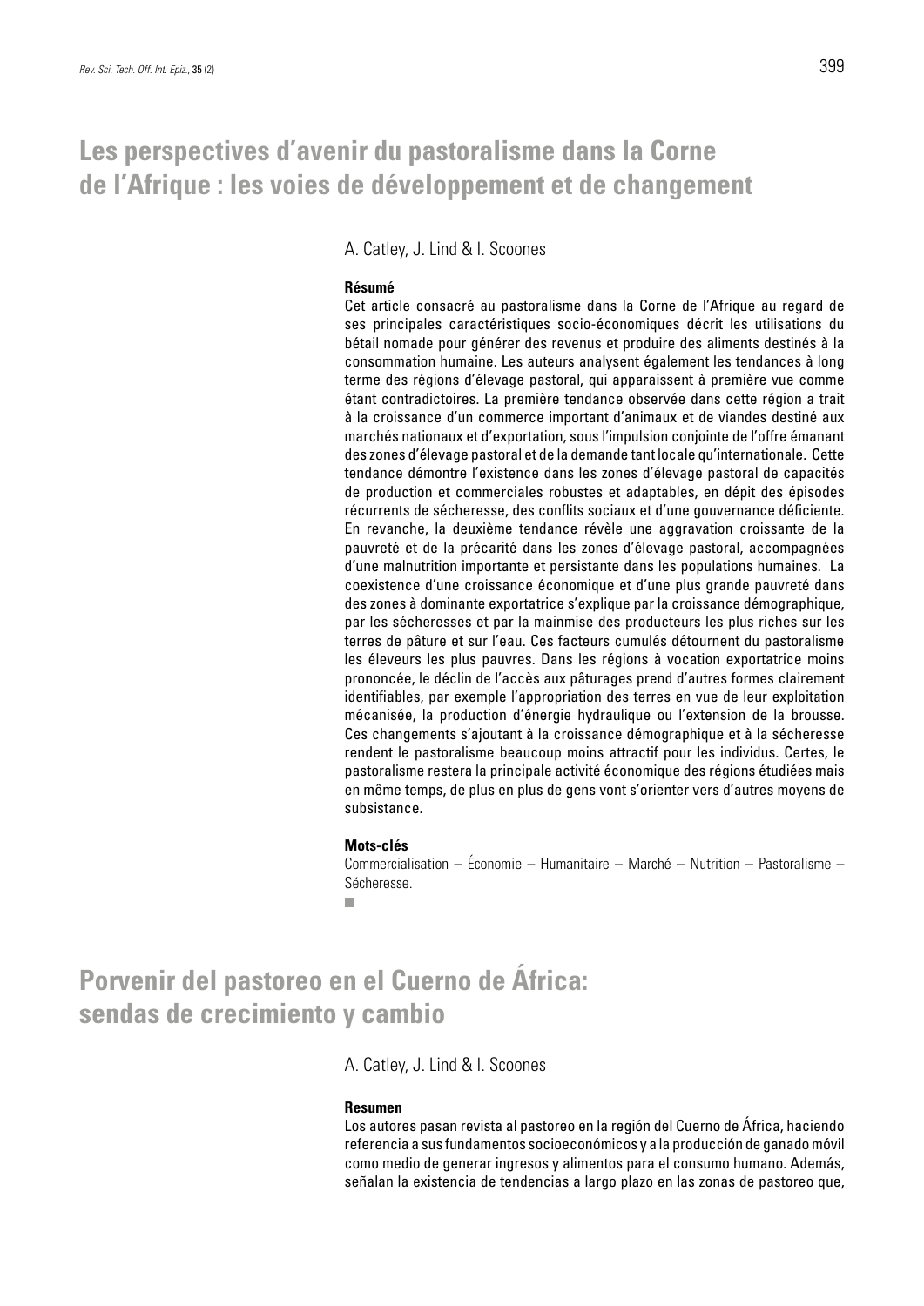# Les perspectives d'avenir du pastoralisme dans la Corne de l'Afrique : les voies de développement et de changement

A. Catley, J. Lind & I. Scoones

**Résumé**

Cet article consacré au pastoralisme dans la Corne de l'Afrique au regard de ses principales caractéristiques socio-économiques décrit les utilisations du bétail nomade pour générer des revenus et produire des aliments destinés à la consommation humaine. Les auteurs analysent également les tendances à long terme des régions d'élevage pastoral, qui apparaissent à première vue comme étant contradictoires. La première tendance observée dans cette région a trait à la croissance d'un commerce important d'animaux et de viandes destiné aux marchés nationaux et d'exportation, sous l'impulsion conjointe de l'offre émanant des zones d'élevage pastoral et de la demande tant locale qu'internationale. Cette tendance démontre l'existence dans les zones d'élevage pastoral de capacités de production et commerciales robustes et adaptables, en dépit des épisodes récurrents de sécheresse, des conflits sociaux et d'une gouvernance déficiente. En revanche, la deuxième tendance révèle une aggravation croissante de la pauvreté et de la précarité dans les zones d'élevage pastoral, accompagnées d'une malnutrition importante et persistante dans les populations humaines. La coexistence d'une croissance économique et d'une plus grande pauvreté dans des zones à dominante exportatrice s'explique par la croissance démographique, par les sécheresses et par la mainmise des producteurs les plus riches sur les terres de pâture et sur l'eau. Ces facteurs cumulés détournent du pastoralisme les éleveurs les plus pauvres. Dans les régions à vocation exportatrice moins prononcée, le déclin de l'accès aux pâturages prend d'autres formes clairement identifiables, par exemple l'appropriation des terres en vue de leur exploitation mécanisée, la production d'énergie hydraulique ou l'extension de la brousse. Ces changements s'ajoutant à la croissance démographique et à la sécheresse rendent le pastoralisme beaucoup moins attractif pour les individus. Certes, le pastoralisme restera la principale activité économique des régions étudiées mais en même temps, de plus en plus de gens vont s'orienter vers d'autres moyens de subsistance.

**Mots-clés**

Commercialisation – Économie – Humanitaire – Marché – Nutrition – Pastoralisme – Sécheresse.

■

# Porvenir del pastoreo en el Cuerno de África: sendas de crecimiento y cambio

A. Catley, J. Lind & I. Scoones

**Resumen**

Los autores pasan revista al pastoreo en la región del Cuerno de África, haciendo referencia a sus fundamentos socioeconómicos y a la producción de ganado móvil como medio de generar ingresos y alimentos para el consumo humano. Además, señalan la existencia de tendencias a largo plazo en las zonas de pastoreo que,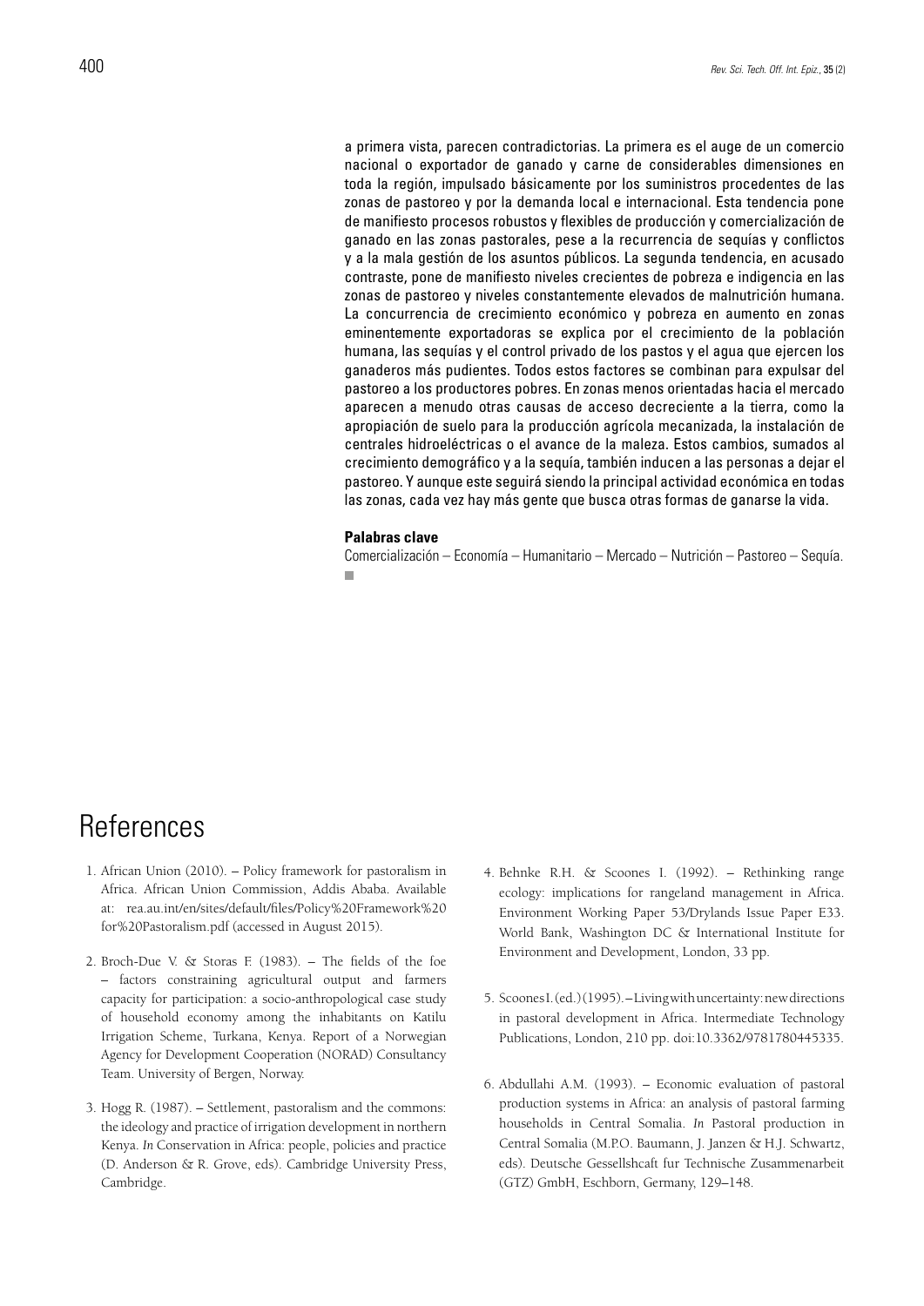a primera vista, parecen contradictorias. La primera es el auge de un comercio nacional o exportador de ganado y carne de considerables dimensiones en toda la región, impulsado básicamente por los suministros procedentes de las zonas de pastoreo y por la demanda local e internacional. Esta tendencia pone de manifiesto procesos robustos y flexibles de producción y comercialización de ganado en las zonas pastorales, pese a la recurrencia de sequías y conflictos y a la mala gestión de los asuntos públicos. La segunda tendencia, en acusado contraste, pone de manifiesto niveles crecientes de pobreza e indigencia en las zonas de pastoreo y niveles constantemente elevados de malnutrición humana. La concurrencia de crecimiento económico y pobreza en aumento en zonas eminentemente exportadoras se explica por el crecimiento de la población humana, las sequías y el control privado de los pastos y el agua que ejercen los ganaderos más pudientes. Todos estos factores se combinan para expulsar del pastoreo a los productores pobres. En zonas menos orientadas hacia el mercado aparecen a menudo otras causas de acceso decreciente a la tierra, como la apropiación de suelo para la producción agrícola mecanizada, la instalación de centrales hidroeléctricas o el avance de la maleza. Estos cambios, sumados al crecimiento demográfico y a la sequía, también inducen a las personas a dejar el pastoreo. Y aunque este seguirá siendo la principal actividad económica en todas las zonas, cada vez hay más gente que busca otras formas de ganarse la vida.

**Palabras clave**

Comercialización – Economía – Humanitario – Mercado – Nutrición – Pastoreo – Sequía.

# References

1. African Union (2010). – Policy framework for pastoralism in Africa. African Union Commission, Addis Ababa. Available at: rea.au.int/en/sites/default/files/Policy%20Framework%20for%20Pastoralism.pdf (accessed in August 2015).

2. Broch-Due V. & Storas F. (1983). – The fields of the foe – factors constraining agricultural output and farmers capacity for participation: a socio-anthropological case study of household economy among the inhabitants on Katilu Irrigation Scheme, Turkana, Kenya. Report of a Norwegian Agency for Development Cooperation (NORAD) Consultancy Team. University of Bergen, Norway.

3. Hogg R. (1987). – Settlement, pastoralism and the commons: the ideology and practice of irrigation development in northern Kenya. *In* Conservation in Africa: people, policies and practice (D. Anderson & R. Grove, eds). Cambridge University Press, Cambridge.

4. Behnke R.H. & Scoones I. (1992). – Rethinking range ecology: implications for rangeland management in Africa. Environment Working Paper 53/Drylands Issue Paper E33. World Bank, Washington DC & International Institute for Environment and Development, London, 33 pp.

5. Scoones I. (ed.) (1995). – Living with uncertainty: new directions in pastoral development in Africa. Intermediate Technology Publications, London, 210 pp. doi:10.3362/9781780445335.

6. Abdullahi A.M. (1993). – Economic evaluation of pastoral production systems in Africa: an analysis of pastoral farming households in Central Somalia. *In* Pastoral production in Central Somalia (M.P.O. Baumann, J. Janzen & H.J. Schwartz, eds). Deutsche Gessellshcaft fur Technische Zusammenarbeit (GTZ) GmbH, Eschborn, Germany, 129–148.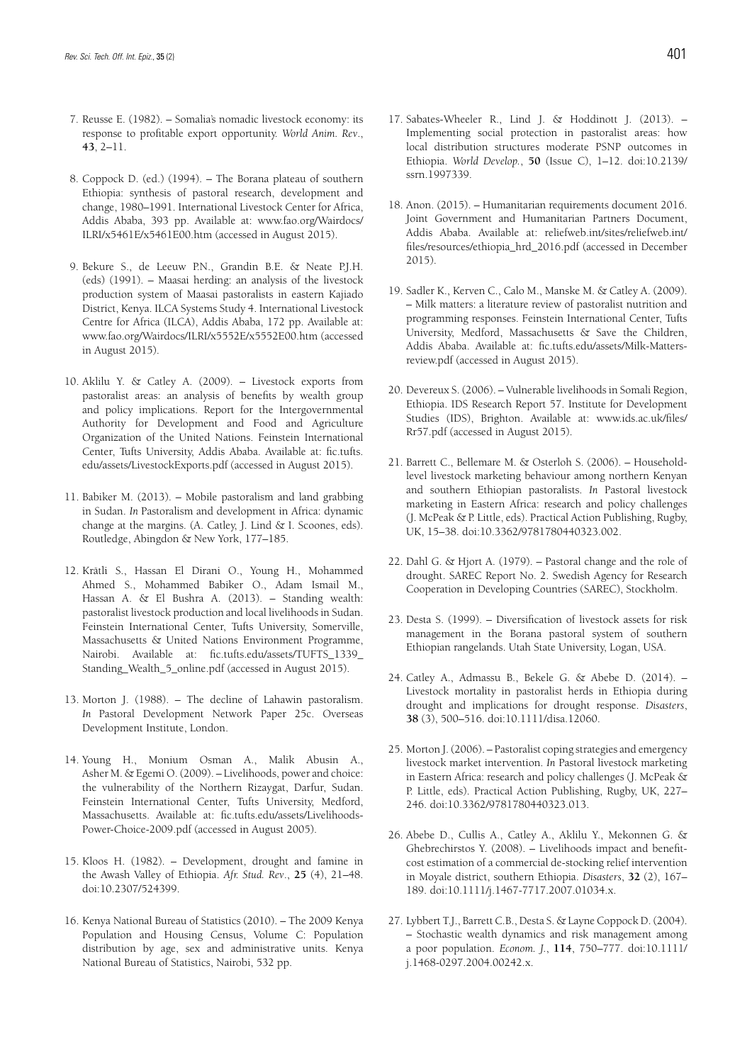7. Reusse E. (1982). – Somalia's nomadic livestock economy: its response to profitable export opportunity. *World Anim. Rev*., **43**, 2–11.

8. Coppock D. (ed.) (1994). – The Borana plateau of southern Ethiopia: synthesis of pastoral research, development and change, 1980–1991. International Livestock Center for Africa, Addis Ababa, 393 pp. Available at: www.fao.org/Wairdocs/ILRI/x5461E/x5461E00.htm (accessed in August 2015).

9. Bekure S., de Leeuw P.N., Grandin B.E. & Neate P.J.H. (eds) (1991). – Maasai herding: an analysis of the livestock production system of Maasai pastoralists in eastern Kajiado District, Kenya. ILCA Systems Study 4. International Livestock Centre for Africa (ILCA), Addis Ababa, 172 pp. Available at: www.fao.org/Wairdocs/ILRI/x5552E/x5552E00.htm (accessed in August 2015).

10. Aklilu Y. & Catley A. (2009). – Livestock exports from pastoralist areas: an analysis of benefits by wealth group and policy implications. Report for the Intergovernmental Authority for Development and Food and Agriculture Organization of the United Nations. Feinstein International Center, Tufts University, Addis Ababa. Available at: fic.tufts.edu/assets/LivestockExports.pdf (accessed in August 2015).

11. Babiker M. (2013). – Mobile pastoralism and land grabbing in Sudan. *In* Pastoralism and development in Africa: dynamic change at the margins. (A. Catley, J. Lind & I. Scoones, eds). Routledge, Abingdon & New York, 177–185.

12. Krätli S., Hassan El Dirani O., Young H., Mohammed Ahmed S., Mohammed Babiker O., Adam Ismail M., Hassan A. & El Bushra A. (2013). – Standing wealth: pastoralist livestock production and local livelihoods in Sudan. Feinstein International Center, Tufts University, Somerville, Massachusetts & United Nations Environment Programme, Nairobi. Available at: fic.tufts.edu/assets/TUFTS_1339_Standing_Wealth_5_online.pdf (accessed in August 2015).

13. Morton J. (1988). – The decline of Lahawin pastoralism. *In* Pastoral Development Network Paper 25c. Overseas Development Institute, London.

14. Young H., Monium Osman A., Malik Abusin A., Asher M. & Egemi O. (2009). – Livelihoods, power and choice: the vulnerability of the Northern Rizaygat, Darfur, Sudan. Feinstein International Center, Tufts University, Medford, Massachusetts. Available at: fic.tufts.edu/assets/Livelihoods-Power-Choice-2009.pdf (accessed in August 2005).

15. Kloos H. (1982). – Development, drought and famine in the Awash Valley of Ethiopia. *Afr. Stud. Rev*., **25** (4), 21–48. doi:10.2307/524399.

16. Kenya National Bureau of Statistics (2010). – The 2009 Kenya Population and Housing Census, Volume C: Population distribution by age, sex and administrative units. Kenya National Bureau of Statistics, Nairobi, 532 pp.

17. Sabates-Wheeler R., Lind J. & Hoddinott J. (2013). – Implementing social protection in pastoralist areas: how local distribution structures moderate PSNP outcomes in Ethiopia. *World Develop.*, **50** (Issue C), 1–12. doi:10.2139/ssrn.1997339.

18. Anon. (2015). – Humanitarian requirements document 2016. Joint Government and Humanitarian Partners Document, Addis Ababa. Available at: reliefweb.int/sites/reliefweb.int/files/resources/ethiopia_hrd_2016.pdf (accessed in December 2015).

19. Sadler K., Kerven C., Calo M., Manske M. & Catley A. (2009). – Milk matters: a literature review of pastoralist nutrition and programming responses. Feinstein International Center, Tufts University, Medford, Massachusetts & Save the Children, Addis Ababa. Available at: fic.tufts.edu/assets/Milk-Matters-review.pdf (accessed in August 2015).

20. Devereux S. (2006). – Vulnerable livelihoods in Somali Region, Ethiopia. IDS Research Report 57. Institute for Development Studies (IDS), Brighton. Available at: www.ids.ac.uk/files/Rr57.pdf (accessed in August 2015).

21. Barrett C., Bellemare M. & Osterloh S. (2006). – Household-level livestock marketing behaviour among northern Kenyan and southern Ethiopian pastoralists. *In* Pastoral livestock marketing in Eastern Africa: research and policy challenges (J. McPeak & P. Little, eds). Practical Action Publishing, Rugby, UK, 15–38. doi:10.3362/9781780440323.002.

22. Dahl G. & Hjort A. (1979). – Pastoral change and the role of drought. SAREC Report No. 2. Swedish Agency for Research Cooperation in Developing Countries (SAREC), Stockholm.

23. Desta S. (1999). – Diversification of livestock assets for risk management in the Borana pastoral system of southern Ethiopian rangelands. Utah State University, Logan, USA.

24. Catley A., Admassu B., Bekele G. & Abebe D. (2014). – Livestock mortality in pastoralist herds in Ethiopia during drought and implications for drought response. *Disasters*, **38** (3), 500–516. doi:10.1111/disa.12060.

25. Morton J. (2006). – Pastoralist coping strategies and emergency livestock market intervention. *In* Pastoral livestock marketing in Eastern Africa: research and policy challenges (J. McPeak & P. Little, eds). Practical Action Publishing, Rugby, UK, 227–246. doi:10.3362/9781780440323.013.

26. Abebe D., Cullis A., Catley A., Aklilu Y., Mekonnen G. & Ghebrechirstos Y. (2008). – Livelihoods impact and benefit-cost estimation of a commercial de-stocking relief intervention in Moyale district, southern Ethiopia. *Disasters*, **32** (2), 167–189. doi:10.1111/j.1467-7717.2007.01034.x.

27. Lybbert T.J., Barrett C.B., Desta S. & Layne Coppock D. (2004). – Stochastic wealth dynamics and risk management among a poor population. *Econom. J.*, **114**, 750–777. doi:10.1111/j.1468-0297.2004.00242.x.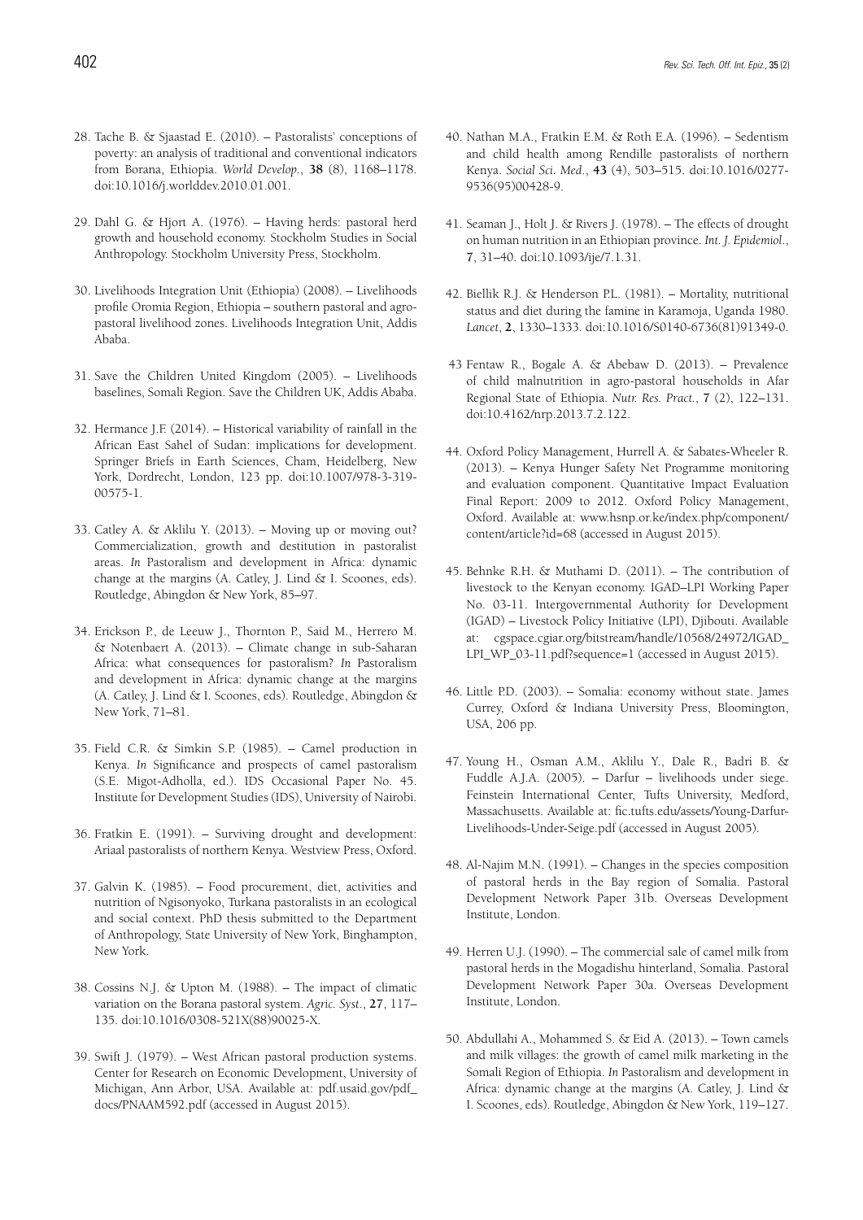28. Tache B. & Sjaastad E. (2010). – Pastoralists' conceptions of poverty: an analysis of traditional and conventional indicators from Borana, Ethiopia. *World Develop.*, **38** (8), 1168–1178. doi:10.1016/j.worlddev.2010.01.001.

29. Dahl G. & Hjort A. (1976). – Having herds: pastoral herd growth and household economy. Stockholm Studies in Social Anthropology. Stockholm University Press, Stockholm.

30. Livelihoods Integration Unit (Ethiopia) (2008). – Livelihoods profile Oromia Region, Ethiopia – southern pastoral and agro-pastoral livelihood zones. Livelihoods Integration Unit, Addis Ababa.

31. Save the Children United Kingdom (2005). – Livelihoods baselines, Somali Region. Save the Children UK, Addis Ababa.

32. Hermance J.F. (2014). – Historical variability of rainfall in the African East Sahel of Sudan: implications for development. Springer Briefs in Earth Sciences, Cham, Heidelberg, New York, Dordrecht, London, 123 pp. doi:10.1007/978-3-319-00575-1.

33. Catley A. & Aklilu Y. (2013). – Moving up or moving out? Commercialization, growth and destitution in pastoralist areas. *In* Pastoralism and development in Africa: dynamic change at the margins (A. Catley, J. Lind & I. Scoones, eds). Routledge, Abingdon & New York, 85–97.

34. Erickson P., de Leeuw J., Thornton P., Said M., Herrero M. & Notenbaert A. (2013). – Climate change in sub-Saharan Africa: what consequences for pastoralism? *In* Pastoralism and development in Africa: dynamic change at the margins (A. Catley, J. Lind & I. Scoones, eds). Routledge, Abingdon & New York, 71–81.

35. Field C.R. & Simkin S.P. (1985). – Camel production in Kenya. *In* Significance and prospects of camel pastoralism (S.E. Migot-Adholla, ed.). IDS Occasional Paper No. 45. Institute for Development Studies (IDS), University of Nairobi.

36. Fratkin E. (1991). – Surviving drought and development: Ariaal pastoralists of northern Kenya. Westview Press, Oxford.

37. Galvin K. (1985). – Food procurement, diet, activities and nutrition of Ngisonyoko, Turkana pastoralists in an ecological and social context. PhD thesis submitted to the Department of Anthropology, State University of New York, Binghampton, New York.

38. Cossins N.J. & Upton M. (1988). – The impact of climatic variation on the Borana pastoral system. *Agric. Syst.*, **27**, 117–135. doi:10.1016/0308-521X(88)90025-X.

39. Swift J. (1979). – West African pastoral production systems. Center for Research on Economic Development, University of Michigan, Ann Arbor, USA. Available at: pdf.usaid.gov/pdf_docs/PNAAM592.pdf (accessed in August 2015).

40. Nathan M.A., Fratkin E.M. & Roth E.A. (1996). – Sedentism and child health among Rendille pastoralists of northern Kenya. *Social Sci. Med.*, **43** (4), 503–515. doi:10.1016/0277-9536(95)00428-9.

41. Seaman J., Holt J. & Rivers J. (1978). – The effects of drought on human nutrition in an Ethiopian province. *Int. J. Epidemiol.*, **7**, 31–40. doi:10.1093/ije/7.1.31.

42. Biellik R.J. & Henderson P.L. (1981). – Mortality, nutritional status and diet during the famine in Karamoja, Uganda 1980. *Lancet*, **2**, 1330–1333. doi:10.1016/S0140-6736(81)91349-0.

43 Fentaw R., Bogale A. & Abebaw D. (2013). – Prevalence of child malnutrition in agro-pastoral households in Afar Regional State of Ethiopia. *Nutr. Res. Pract.*, **7** (2), 122–131. doi:10.4162/nrp.2013.7.2.122.

44. Oxford Policy Management, Hurrell A. & Sabates-Wheeler R. (2013). – Kenya Hunger Safety Net Programme monitoring and evaluation component. Quantitative Impact Evaluation Final Report: 2009 to 2012. Oxford Policy Management, Oxford. Available at: www.hsnp.or.ke/index.php/component/content/article?id=68 (accessed in August 2015).

45. Behnke R.H. & Muthami D. (2011). – The contribution of livestock to the Kenyan economy. IGAD–LPI Working Paper No. 03-11. Intergovernmental Authority for Development (IGAD) – Livestock Policy Initiative (LPI), Djibouti. Available at: cgspace.cgiar.org/bitstream/handle/10568/24972/IGAD_LPI_WP_03-11.pdf?sequence=1 (accessed in August 2015).

46. Little P.D. (2003). – Somalia: economy without state. James Currey, Oxford & Indiana University Press, Bloomington, USA, 206 pp.

47. Young H., Osman A.M., Aklilu Y., Dale R., Badri B. & Fuddle A.J.A. (2005). – Darfur – livelihoods under siege. Feinstein International Center, Tufts University, Medford, Massachusetts. Available at: fic.tufts.edu/assets/Young-Darfur-Livelihoods-Under-Seige.pdf (accessed in August 2005).

48. Al-Najim M.N. (1991). – Changes in the species composition of pastoral herds in the Bay region of Somalia. Pastoral Development Network Paper 31b. Overseas Development Institute, London.

49. Herren U.J. (1990). – The commercial sale of camel milk from pastoral herds in the Mogadishu hinterland, Somalia. Pastoral Development Network Paper 30a. Overseas Development Institute, London.

50. Abdullahi A., Mohammed S. & Eid A. (2013). – Town camels and milk villages: the growth of camel milk marketing in the Somali Region of Ethiopia. *In* Pastoralism and development in Africa: dynamic change at the margins (A. Catley, J. Lind & I. Scoones, eds). Routledge, Abingdon & New York, 119–127.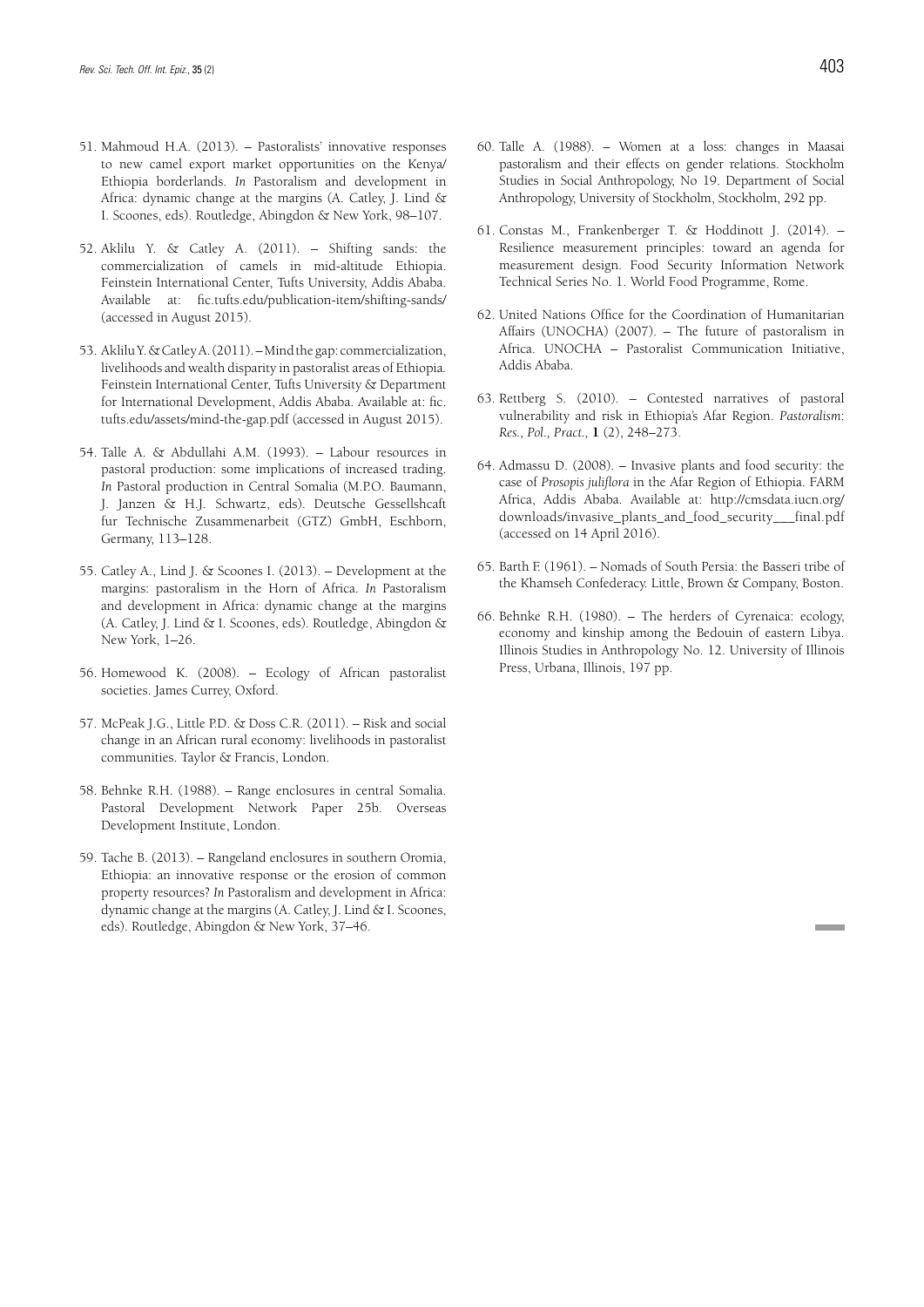51. Mahmoud H.A. (2013). – Pastoralists' innovative responses to new camel export market opportunities on the Kenya/Ethiopia borderlands. *In* Pastoralism and development in Africa: dynamic change at the margins (A. Catley, J. Lind & I. Scoones, eds). Routledge, Abingdon & New York, 98–107.

52. Aklilu Y. & Catley A. (2011). – Shifting sands: the commercialization of camels in mid-altitude Ethiopia. Feinstein International Center, Tufts University, Addis Ababa. Available at: fic.tufts.edu/publication-item/shifting-sands/ (accessed in August 2015).

53. Aklilu Y. & Catley A. (2011). – Mind the gap: commercialization, livelihoods and wealth disparity in pastoralist areas of Ethiopia. Feinstein International Center, Tufts University & Department for International Development, Addis Ababa. Available at: fic.tufts.edu/assets/mind-the-gap.pdf (accessed in August 2015).

54. Talle A. & Abdullahi A.M. (1993). – Labour resources in pastoral production: some implications of increased trading. *In* Pastoral production in Central Somalia (M.P.O. Baumann, J. Janzen & H.J. Schwartz, eds). Deutsche Gesellshcaft fur Technische Zusammenarbeit (GTZ) GmbH, Eschborn, Germany, 113–128.

55. Catley A., Lind J. & Scoones I. (2013). – Development at the margins: pastoralism in the Horn of Africa. *In* Pastoralism and development in Africa: dynamic change at the margins (A. Catley, J. Lind & I. Scoones, eds). Routledge, Abingdon & New York, 1–26.

56. Homewood K. (2008). – Ecology of African pastoralist societies. James Currey, Oxford.

57. McPeak J.G., Little P.D. & Doss C.R. (2011). – Risk and social change in an African rural economy: livelihoods in pastoralist communities. Taylor & Francis, London.

58. Behnke R.H. (1988). – Range enclosures in central Somalia. Pastoral Development Network Paper 25b. Overseas Development Institute, London.

59. Tache B. (2013). – Rangeland enclosures in southern Oromia, Ethiopia: an innovative response or the erosion of common property resources? *In* Pastoralism and development in Africa: dynamic change at the margins (A. Catley, J. Lind & I. Scoones, eds). Routledge, Abingdon & New York, 37–46.

60. Talle A. (1988). – Women at a loss: changes in Maasai pastoralism and their effects on gender relations. Stockholm Studies in Social Anthropology, No 19. Department of Social Anthropology, University of Stockholm, Stockholm, 292 pp.

61. Constas M., Frankenberger T. & Hoddinott J. (2014). – Resilience measurement principles: toward an agenda for measurement design. Food Security Information Network Technical Series No. 1. World Food Programme, Rome.

62. United Nations Office for the Coordination of Humanitarian Affairs (UNOCHA) (2007). – The future of pastoralism in Africa. UNOCHA – Pastoralist Communication Initiative, Addis Ababa.

63. Rettberg S. (2010). – Contested narratives of pastoral vulnerability and risk in Ethiopia's Afar Region. *Pastoralism: Res., Pol., Pract.,* **1** (2), 248–273.

64. Admassu D. (2008). – Invasive plants and food security: the case of *Prosopis juliflora* in the Afar Region of Ethiopia. FARM Africa, Addis Ababa. Available at: http://cmsdata.iucn.org/downloads/invasive_plants_and_food_security___final.pdf (accessed on 14 April 2016).

65. Barth F. (1961). – Nomads of South Persia: the Basseri tribe of the Khamseh Confederacy. Little, Brown & Company, Boston.

66. Behnke R.H. (1980). – The herders of Cyrenaica: ecology, economy and kinship among the Bedouin of eastern Libya. Illinois Studies in Anthropology No. 12. University of Illinois Press, Urbana, Illinois, 197 pp.